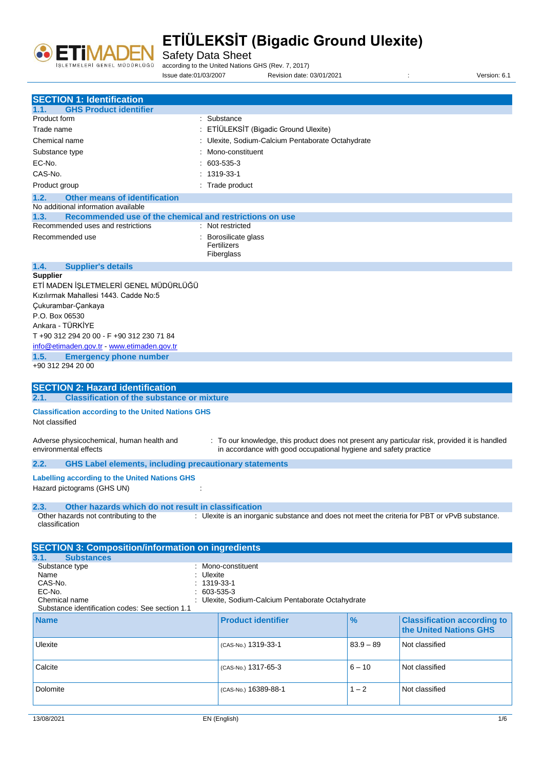# ETİÜLEKSİT (Bigadic Ground Ulexite)

Safety Data Sheet

according to the United Nations GHS (Rev. 7, 2017)

Issue date:01/03/2007 Revision date: 03/01/2021 : Version: 6.1

## SECTION 1: Identification

### 1.1. GHS Product identifier

| | |
|---|---|
| Product form | : Substance |
| Trade name | : ETİÜLEKSİT (Bigadic Ground Ulexite) |
| Chemical name | : Ulexite, Sodium-Calcium Pentaborate Octahydrate |
| Substance type | : Mono-constituent |
| EC-No. | : 603-535-3 |
| CAS-No. | : 1319-33-1 |
| Product group | : Trade product |

### 1.2. Other means of identification

No additional information available

### 1.3. Recommended use of the chemical and restrictions on use

| | |
|---|---|
| Recommended uses and restrictions | : Not restricted |
| Recommended use | : Borosilicate glass<br>Fertilizers<br>Fiberglass |

### 1.4. Supplier's details

**Supplier**

ETİ MADEN İŞLETMELERİ GENEL MÜDÜRLÜĞÜ
Kızılırmak Mahallesi 1443. Cadde No:5
Çukurambar-Çankaya
P.O. Box 06530
Ankara - TÜRKİYE
T +90 312 294 20 00 - F +90 312 230 71 84
info@etimaden.gov.tr - www.etimaden.gov.tr

### 1.5. Emergency phone number

+90 312 294 20 00

## SECTION 2: Hazard identification

### 2.1. Classification of the substance or mixture

**Classification according to the United Nations GHS**

Not classified

Adverse physicochemical, human health and environmental effects : To our knowledge, this product does not present any particular risk, provided it is handled in accordance with good occupational hygiene and safety practice

### 2.2. GHS Label elements, including precautionary statements

**Labelling according to the United Nations GHS**

Hazard pictograms (GHS UN) :

### 2.3. Other hazards which do not result in classification

Other hazards not contributing to the classification : Ulexite is an inorganic substance and does not meet the criteria for PBT or vPvB substance.

## SECTION 3: Composition/information on ingredients

### 3.1. Substances

| | |
|---|---|
| Substance type | : Mono-constituent |
| Name | : Ulexite |
| CAS-No. | : 1319-33-1 |
| EC-No. | : 603-535-3 |
| Chemical name | : Ulexite, Sodium-Calcium Pentaborate Octahydrate |

Substance identification codes: See section 1.1

| Name | Product identifier | % | Classification according to the United Nations GHS |
|---|---|---|---|
| Ulexite | (CAS-No.) 1319-33-1 | 83.9 – 89 | Not classified |
| Calcite | (CAS-No.) 1317-65-3 | 6 – 10 | Not classified |
| Dolomite | (CAS-No.) 16389-88-1 | 1 – 2 | Not classified |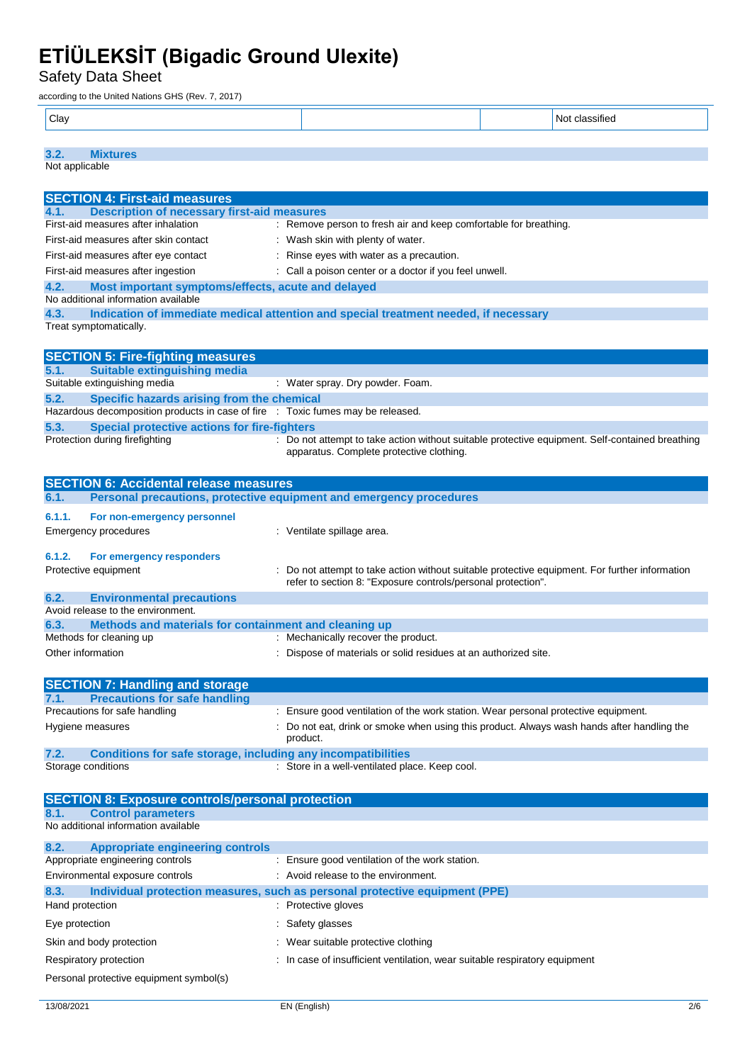| Clay | | | Not classified |
|---|---|---|---|

### 3.2. Mixtures

Not applicable

## SECTION 4: First-aid measures

### 4.1. Description of necessary first-aid measures

| | |
|---|---|
| First-aid measures after inhalation | : Remove person to fresh air and keep comfortable for breathing. |
| First-aid measures after skin contact | : Wash skin with plenty of water. |
| First-aid measures after eye contact | : Rinse eyes with water as a precaution. |
| First-aid measures after ingestion | : Call a poison center or a doctor if you feel unwell. |

### 4.2. Most important symptoms/effects, acute and delayed

No additional information available

### 4.3. Indication of immediate medical attention and special treatment needed, if necessary

Treat symptomatically.

## SECTION 5: Fire-fighting measures

### 5.1. Suitable extinguishing media

| | |
|---|---|
| Suitable extinguishing media | : Water spray. Dry powder. Foam. |

### 5.2. Specific hazards arising from the chemical

| | |
|---|---|
| Hazardous decomposition products in case of fire | : Toxic fumes may be released. |

### 5.3. Special protective actions for fire-fighters

| | |
|---|---|
| Protection during firefighting | : Do not attempt to take action without suitable protective equipment. Self-contained breathing apparatus. Complete protective clothing. |

## SECTION 6: Accidental release measures

### 6.1. Personal precautions, protective equipment and emergency procedures

#### 6.1.1. For non-emergency personnel

| | |
|---|---|
| Emergency procedures | : Ventilate spillage area. |

#### 6.1.2. For emergency responders

| | |
|---|---|
| Protective equipment | : Do not attempt to take action without suitable protective equipment. For further information refer to section 8: "Exposure controls/personal protection". |

### 6.2. Environmental precautions

Avoid release to the environment.

### 6.3. Methods and materials for containment and cleaning up

| | |
|---|---|
| Methods for cleaning up | : Mechanically recover the product. |
| Other information | : Dispose of materials or solid residues at an authorized site. |

## SECTION 7: Handling and storage

### 7.1. Precautions for safe handling

| | |
|---|---|
| Precautions for safe handling | : Ensure good ventilation of the work station. Wear personal protective equipment. |
| Hygiene measures | : Do not eat, drink or smoke when using this product. Always wash hands after handling the product. |

### 7.2. Conditions for safe storage, including any incompatibilities

| | |
|---|---|
| Storage conditions | : Store in a well-ventilated place. Keep cool. |

## SECTION 8: Exposure controls/personal protection

### 8.1. Control parameters

No additional information available

### 8.2. Appropriate engineering controls

| | |
|---|---|
| Appropriate engineering controls | : Ensure good ventilation of the work station. |
| Environmental exposure controls | : Avoid release to the environment. |

### 8.3. Individual protection measures, such as personal protective equipment (PPE)

| | |
|---|---|
| Hand protection | : Protective gloves |
| Eye protection | : Safety glasses |
| Skin and body protection | : Wear suitable protective clothing |
| Respiratory protection | : In case of insufficient ventilation, wear suitable respiratory equipment |

Personal protective equipment symbol(s)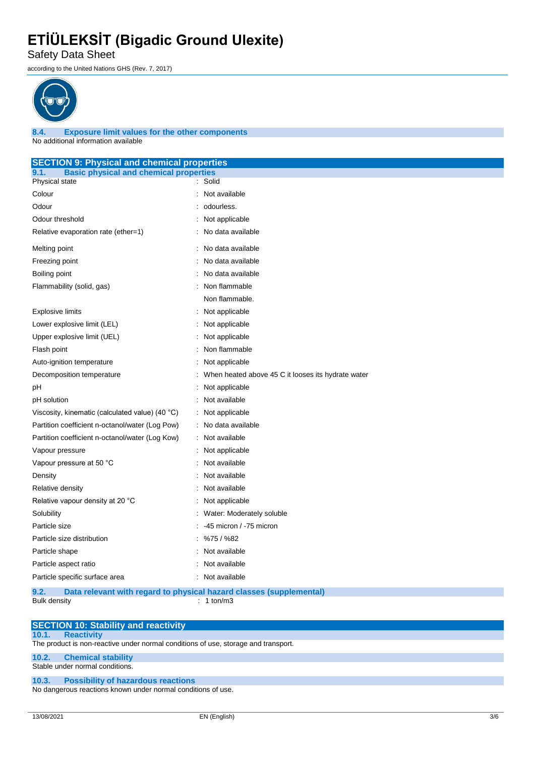### 8.4. Exposure limit values for the other components

No additional information available

## SECTION 9: Physical and chemical properties

### 9.1. Basic physical and chemical properties

| Property | Value |
|---|---|
| Physical state | : Solid |
| Colour | : Not available |
| Odour | : odourless. |
| Odour threshold | : Not applicable |
| Relative evaporation rate (ether=1) | : No data available |
| Melting point | : No data available |
| Freezing point | : No data available |
| Boiling point | : No data available |
| Flammability (solid, gas) | : Non flammable<br>Non flammable. |
| Explosive limits | : Not applicable |
| Lower explosive limit (LEL) | : Not applicable |
| Upper explosive limit (UEL) | : Not applicable |
| Flash point | : Non flammable |
| Auto-ignition temperature | : Not applicable |
| Decomposition temperature | : When heated above 45 C it looses its hydrate water |
| pH | : Not applicable |
| pH solution | : Not available |
| Viscosity, kinematic (calculated value) (40 °C) | : Not applicable |
| Partition coefficient n-octanol/water (Log Pow) | : No data available |
| Partition coefficient n-octanol/water (Log Kow) | : Not available |
| Vapour pressure | : Not applicable |
| Vapour pressure at 50 °C | : Not available |
| Density | : Not available |
| Relative density | : Not available |
| Relative vapour density at 20 °C | : Not applicable |
| Solubility | : Water: Moderately soluble |
| Particle size | : -45 micron / -75 micron |
| Particle size distribution | : %75 / %82 |
| Particle shape | : Not available |
| Particle aspect ratio | : Not available |
| Particle specific surface area | : Not available |

### 9.2. Data relevant with regard to physical hazard classes (supplemental)

| Property | Value |
|---|---|
| Bulk density | : 1 ton/m3 |

## SECTION 10: Stability and reactivity

### 10.1. Reactivity

The product is non-reactive under normal conditions of use, storage and transport.

### 10.2. Chemical stability

Stable under normal conditions.

### 10.3. Possibility of hazardous reactions

No dangerous reactions known under normal conditions of use.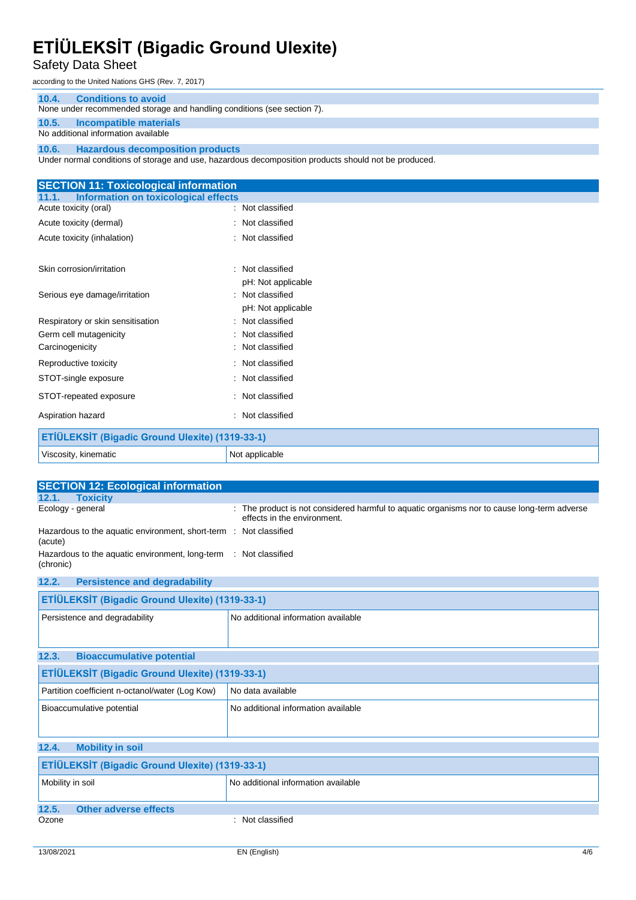### 10.4. Conditions to avoid

None under recommended storage and handling conditions (see section 7).

### 10.5. Incompatible materials

No additional information available

### 10.6. Hazardous decomposition products

Under normal conditions of storage and use, hazardous decomposition products should not be produced.

## SECTION 11: Toxicological information

### 11.1. Information on toxicological effects

Acute toxicity (oral) : Not classified

Acute toxicity (dermal) : Not classified

Acute toxicity (inhalation) : Not classified

Skin corrosion/irritation : Not classified
pH: Not applicable

Serious eye damage/irritation : Not classified
pH: Not applicable

Respiratory or skin sensitisation : Not classified

Germ cell mutagenicity : Not classified

Carcinogenicity : Not classified

Reproductive toxicity : Not classified

STOT-single exposure : Not classified

STOT-repeated exposure : Not classified

Aspiration hazard : Not classified

| ETİÜLEKSİT (Bigadic Ground Ulexite) (1319-33-1) | |
|---|---|
| Viscosity, kinematic | Not applicable |

## SECTION 12: Ecological information

### 12.1. Toxicity

Ecology - general : The product is not considered harmful to aquatic organisms nor to cause long-term adverse effects in the environment.

Hazardous to the aquatic environment, short-term (acute) : Not classified

Hazardous to the aquatic environment, long-term (chronic) : Not classified

### 12.2. Persistence and degradability

| ETİÜLEKSİT (Bigadic Ground Ulexite) (1319-33-1) | |
|---|---|
| Persistence and degradability | No additional information available |

### 12.3. Bioaccumulative potential

| ETİÜLEKSİT (Bigadic Ground Ulexite) (1319-33-1) | |
|---|---|
| Partition coefficient n-octanol/water (Log Kow) | No data available |
| Bioaccumulative potential | No additional information available |

### 12.4. Mobility in soil

| ETİÜLEKSİT (Bigadic Ground Ulexite) (1319-33-1) | |
|---|---|
| Mobility in soil | No additional information available |

### 12.5. Other adverse effects

Ozone : Not classified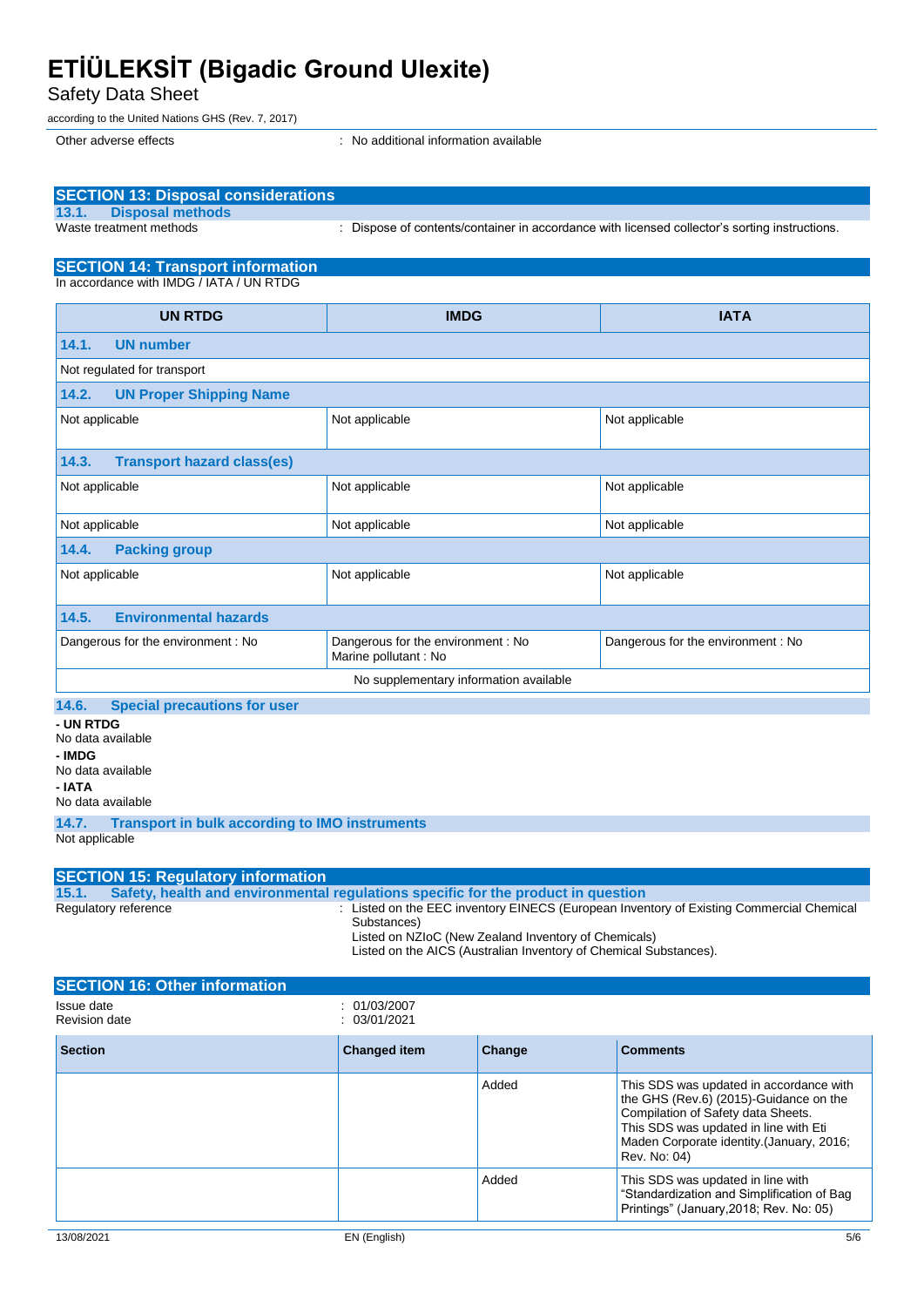Other adverse effects : No additional information available

## SECTION 13: Disposal considerations

### 13.1. Disposal methods

Waste treatment methods : Dispose of contents/container in accordance with licensed collector's sorting instructions.

## SECTION 14: Transport information

In accordance with IMDG / IATA / UN RTDG

| UN RTDG | IMDG | IATA |
|---|---|---|
| **14.1. UN number** | | |
| Not regulated for transport | | |
| **14.2. UN Proper Shipping Name** | | |
| Not applicable | Not applicable | Not applicable |
| **14.3. Transport hazard class(es)** | | |
| Not applicable | Not applicable | Not applicable |
| Not applicable | Not applicable | Not applicable |
| **14.4. Packing group** | | |
| Not applicable | Not applicable | Not applicable |
| **14.5. Environmental hazards** | | |
| Dangerous for the environment : No | Dangerous for the environment : No<br>Marine pollutant : No | Dangerous for the environment : No |
| No supplementary information available | | |

### 14.6. Special precautions for user

**- UN RTDG**

No data available

**- IMDG**

No data available

**- IATA**

No data available

### 14.7. Transport in bulk according to IMO instruments

Not applicable

## SECTION 15: Regulatory information

### 15.1. Safety, health and environmental regulations specific for the product in question

Regulatory reference : Listed on the EEC inventory EINECS (European Inventory of Existing Commercial Chemical Substances)
Listed on NZIoC (New Zealand Inventory of Chemicals)
Listed on the AICS (Australian Inventory of Chemical Substances).

## SECTION 16: Other information

Issue date : 01/03/2007
Revision date : 03/01/2021

| Section | Changed item | Change | Comments |
|---|---|---|---|
| | | Added | This SDS was updated in accordance with the GHS (Rev.6) (2015)-Guidance on the Compilation of Safety data Sheets. This SDS was updated in line with Eti Maden Corporate identity.(January, 2016; Rev. No: 04) |
| | | Added | This SDS was updated in line with "Standardization and Simplification of Bag Printings" (January,2018; Rev. No: 05) |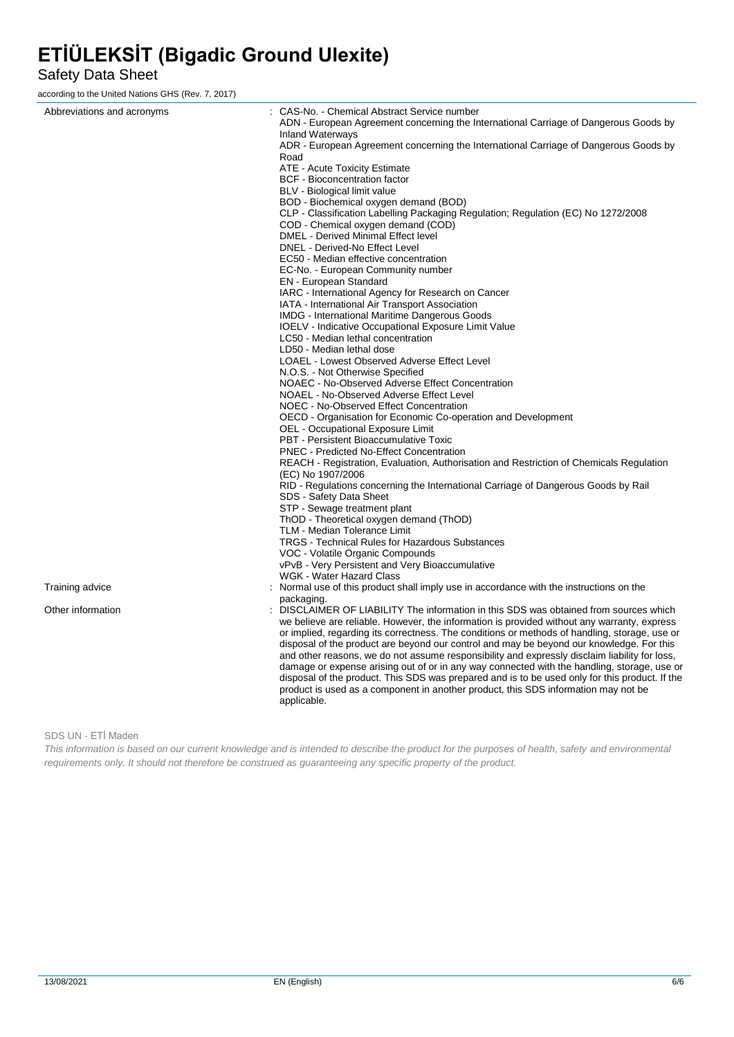| | |
|---|---|
| Abbreviations and acronyms | : CAS-No. - Chemical Abstract Service number<br>ADN - European Agreement concerning the International Carriage of Dangerous Goods by Inland Waterways<br>ADR - European Agreement concerning the International Carriage of Dangerous Goods by Road<br>ATE - Acute Toxicity Estimate<br>BCF - Bioconcentration factor<br>BLV - Biological limit value<br>BOD - Biochemical oxygen demand (BOD)<br>CLP - Classification Labelling Packaging Regulation; Regulation (EC) No 1272/2008<br>COD - Chemical oxygen demand (COD)<br>DMEL - Derived Minimal Effect level<br>DNEL - Derived-No Effect Level<br>EC50 - Median effective concentration<br>EC-No. - European Community number<br>EN - European Standard<br>IARC - International Agency for Research on Cancer<br>IATA - International Air Transport Association<br>IMDG - International Maritime Dangerous Goods<br>IOELV - Indicative Occupational Exposure Limit Value<br>LC50 - Median lethal concentration<br>LD50 - Median lethal dose<br>LOAEL - Lowest Observed Adverse Effect Level<br>N.O.S. - Not Otherwise Specified<br>NOAEC - No-Observed Adverse Effect Concentration<br>NOAEL - No-Observed Adverse Effect Level<br>NOEC - No-Observed Effect Concentration<br>OECD - Organisation for Economic Co-operation and Development<br>OEL - Occupational Exposure Limit<br>PBT - Persistent Bioaccumulative Toxic<br>PNEC - Predicted No-Effect Concentration<br>REACH - Registration, Evaluation, Authorisation and Restriction of Chemicals Regulation (EC) No 1907/2006<br>RID - Regulations concerning the International Carriage of Dangerous Goods by Rail<br>SDS - Safety Data Sheet<br>STP - Sewage treatment plant<br>ThOD - Theoretical oxygen demand (ThOD)<br>TLM - Median Tolerance Limit<br>TRGS - Technical Rules for Hazardous Substances<br>VOC - Volatile Organic Compounds<br>vPvB - Very Persistent and Very Bioaccumulative<br>WGK - Water Hazard Class |
| Training advice | : Normal use of this product shall imply use in accordance with the instructions on the packaging. |
| Other information | : DISCLAIMER OF LIABILITY The information in this SDS was obtained from sources which we believe are reliable. However, the information is provided without any warranty, express or implied, regarding its correctness. The conditions or methods of handling, storage, use or disposal of the product are beyond our control and may be beyond our knowledge. For this and other reasons, we do not assume responsibility and expressly disclaim liability for loss, damage or expense arising out of or in any way connected with the handling, storage, use or disposal of the product. This SDS was prepared and is to be used only for this product. If the product is used as a component in another product, this SDS information may not be applicable. |

SDS UN - ETİ Maden

*This information is based on our current knowledge and is intended to describe the product for the purposes of health, safety and environmental requirements only. It should not therefore be construed as guaranteeing any specific property of the product.*